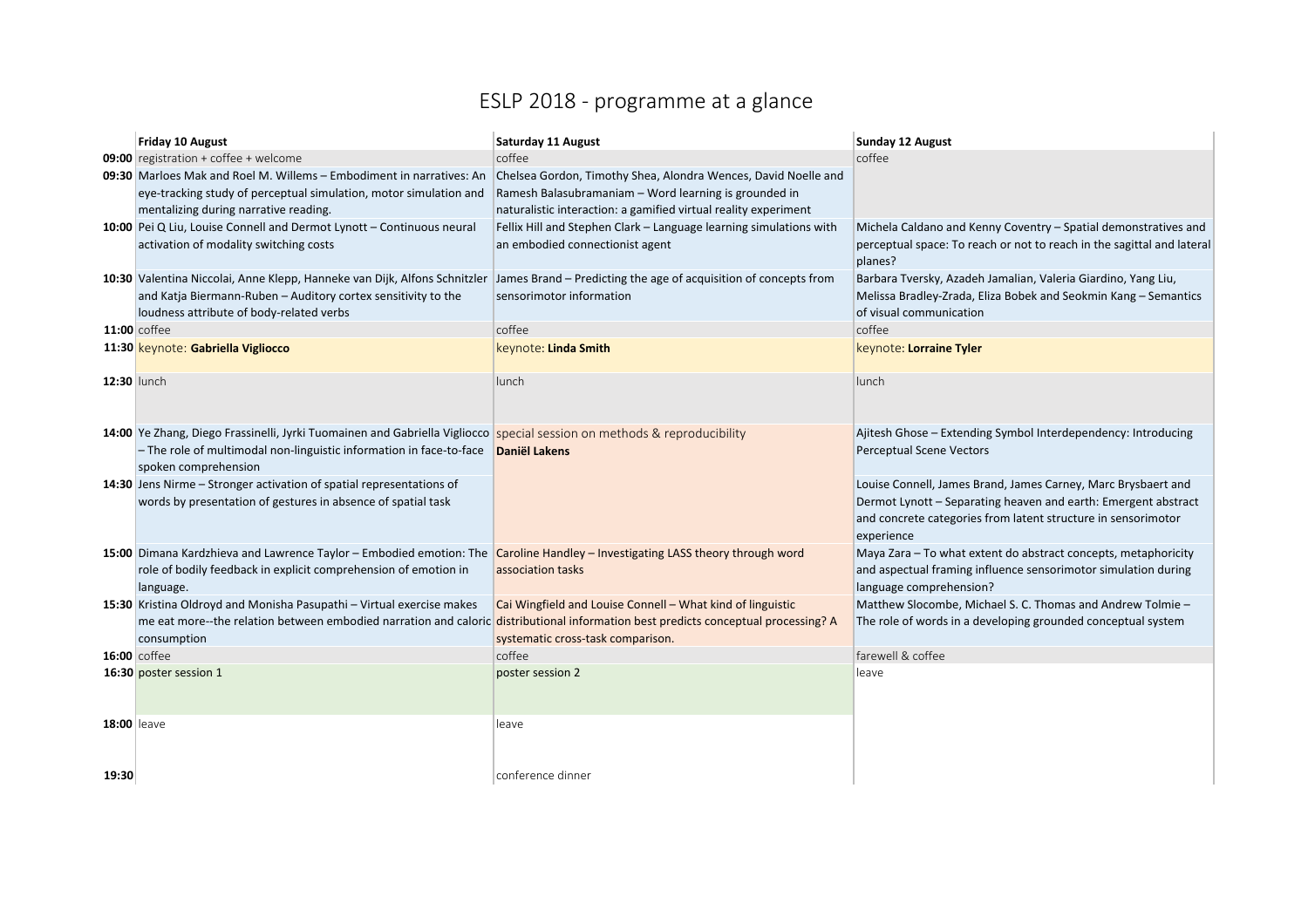# ESLP 2018 - programme at a glance

| | Friday 10 August | Saturday 11 August | Sunday 12 August |
|---|---|---|---|
| **09:00** | registration + coffee + welcome | coffee | coffee |
| **09:30** | Marloes Mak and Roel M. Willems – Embodiment in narratives: An eye-tracking study of perceptual simulation, motor simulation and mentalizing during narrative reading. | Chelsea Gordon, Timothy Shea, Alondra Wences, David Noelle and Ramesh Balasubramaniam – Word learning is grounded in naturalistic interaction: a gamified virtual reality experiment | |
| **10:00** | Pei Q Liu, Louise Connell and Dermot Lynott – Continuous neural activation of modality switching costs | Fellix Hill and Stephen Clark – Language learning simulations with an embodied connectionist agent | Michela Caldano and Kenny Coventry – Spatial demonstratives and perceptual space: To reach or not to reach in the sagittal and lateral planes? |
| **10:30** | Valentina Niccolai, Anne Klepp, Hanneke van Dijk, Alfons Schnitzler and Katja Biermann-Ruben – Auditory cortex sensitivity to the loudness attribute of body-related verbs | James Brand – Predicting the age of acquisition of concepts from sensorimotor information | Barbara Tversky, Azadeh Jamalian, Valeria Giardino, Yang Liu, Melissa Bradley-Zrada, Eliza Bobek and Seokmin Kang – Semantics of visual communication |
| **11:00** | coffee | coffee | coffee |
| **11:30** | keynote: **Gabriella Vigliocco** | keynote: **Linda Smith** | keynote: **Lorraine Tyler** |
| **12:30** | lunch | lunch | lunch |
| **14:00** | Ye Zhang, Diego Frassinelli, Jyrki Tuomainen and Gabriella Vigliocco – The role of multimodal non-linguistic information in face-to-face spoken comprehension | special session on methods & reproducibility **Daniël Lakens** | Ajitesh Ghose – Extending Symbol Interdependency: Introducing Perceptual Scene Vectors |
| **14:30** | Jens Nirme – Stronger activation of spatial representations of words by presentation of gestures in absence of spatial task | | Louise Connell, James Brand, James Carney, Marc Brysbaert and Dermot Lynott – Separating heaven and earth: Emergent abstract and concrete categories from latent structure in sensorimotor experience |
| **15:00** | Dimana Kardzhieva and Lawrence Taylor – Embodied emotion: The role of bodily feedback in explicit comprehension of emotion in language. | Caroline Handley – Investigating LASS theory through word association tasks | Maya Zara – To what extent do abstract concepts, metaphoricity and aspectual framing influence sensorimotor simulation during language comprehension? |
| **15:30** | Kristina Oldroyd and Monisha Pasupathi – Virtual exercise makes me eat more--the relation between embodied narration and caloric consumption | Cai Wingfield and Louise Connell – What kind of linguistic distributional information best predicts conceptual processing? A systematic cross-task comparison. | Matthew Slocombe, Michael S. C. Thomas and Andrew Tolmie – The role of words in a developing grounded conceptual system |
| **16:00** | coffee | coffee | farewell & coffee |
| **16:30** | poster session 1 | poster session 2 | leave |
| **18:00** | leave | leave | |
| **19:30** | | conference dinner | |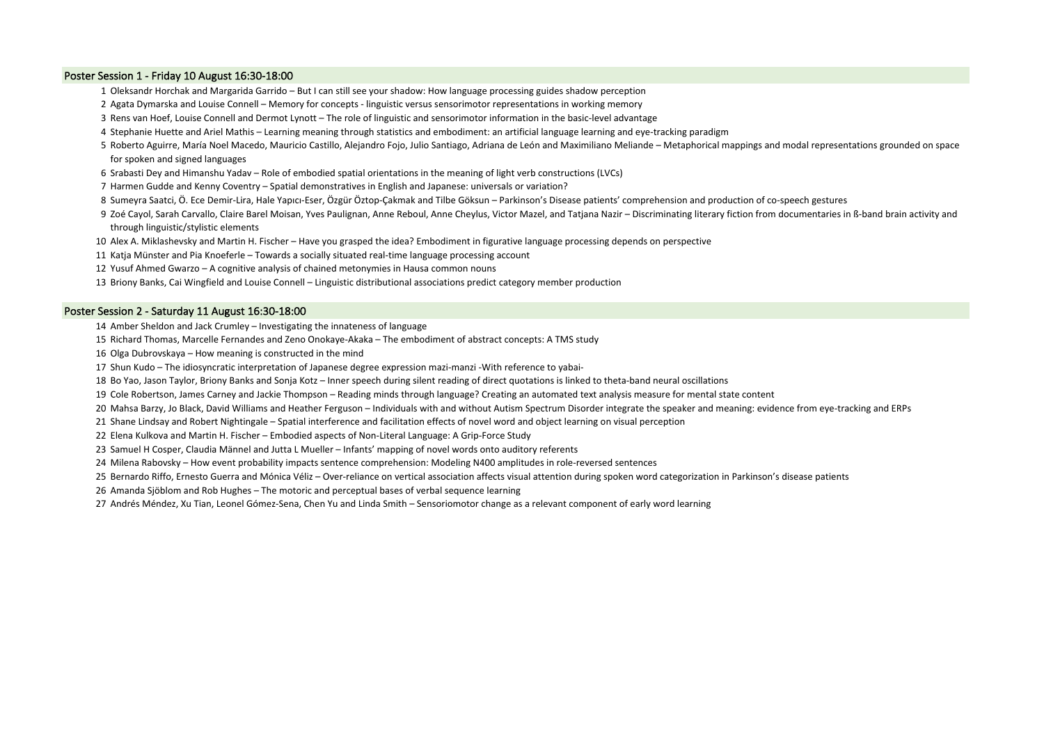## Poster Session 1 - Friday 10 August 16:30-18:00

1. Oleksandr Horchak and Margarida Garrido – But I can still see your shadow: How language processing guides shadow perception
2. Agata Dymarska and Louise Connell – Memory for concepts - linguistic versus sensorimotor representations in working memory
3. Rens van Hoef, Louise Connell and Dermot Lynott – The role of linguistic and sensorimotor information in the basic-level advantage
4. Stephanie Huette and Ariel Mathis – Learning meaning through statistics and embodiment: an artificial language learning and eye-tracking paradigm
5. Roberto Aguirre, María Noel Macedo, Mauricio Castillo, Alejandro Fojo, Julio Santiago, Adriana de León and Maximiliano Meliande – Metaphorical mappings and modal representations grounded on space for spoken and signed languages
6. Srabasti Dey and Himanshu Yadav – Role of embodied spatial orientations in the meaning of light verb constructions (LVCs)
7. Harmen Gudde and Kenny Coventry – Spatial demonstratives in English and Japanese: universals or variation?
8. Sumeyra Saatci, Ö. Ece Demir-Lira, Hale Yapıcı-Eser, Özgür Öztop-Çakmak and Tilbe Göksun – Parkinson's Disease patients' comprehension and production of co-speech gestures
9. Zoé Cayol, Sarah Carvallo, Claire Barel Moisan, Yves Paulignan, Anne Reboul, Anne Cheylus, Victor Mazel, and Tatjana Nazir – Discriminating literary fiction from documentaries in ß-band brain activity and through linguistic/stylistic elements
10. Alex A. Miklashevsky and Martin H. Fischer – Have you grasped the idea? Embodiment in figurative language processing depends on perspective
11. Katja Münster and Pia Knoeferle – Towards a socially situated real-time language processing account
12. Yusuf Ahmed Gwarzo – A cognitive analysis of chained metonymies in Hausa common nouns
13. Briony Banks, Cai Wingfield and Louise Connell – Linguistic distributional associations predict category member production

## Poster Session 2 - Saturday 11 August 16:30-18:00

14. Amber Sheldon and Jack Crumley – Investigating the innateness of language
15. Richard Thomas, Marcelle Fernandes and Zeno Onokaye-Akaka – The embodiment of abstract concepts: A TMS study
16. Olga Dubrovskaya – How meaning is constructed in the mind
17. Shun Kudo – The idiosyncratic interpretation of Japanese degree expression mazi-manzi -With reference to yabai-
18. Bo Yao, Jason Taylor, Briony Banks and Sonja Kotz – Inner speech during silent reading of direct quotations is linked to theta-band neural oscillations
19. Cole Robertson, James Carney and Jackie Thompson – Reading minds through language? Creating an automated text analysis measure for mental state content
20. Mahsa Barzy, Jo Black, David Williams and Heather Ferguson – Individuals with and without Autism Spectrum Disorder integrate the speaker and meaning: evidence from eye-tracking and ERPs
21. Shane Lindsay and Robert Nightingale – Spatial interference and facilitation effects of novel word and object learning on visual perception
22. Elena Kulkova and Martin H. Fischer – Embodied aspects of Non-Literal Language: A Grip-Force Study
23. Samuel H Cosper, Claudia Männel and Jutta L Mueller – Infants' mapping of novel words onto auditory referents
24. Milena Rabovsky – How event probability impacts sentence comprehension: Modeling N400 amplitudes in role-reversed sentences
25. Bernardo Riffo, Ernesto Guerra and Mónica Véliz – Over-reliance on vertical association affects visual attention during spoken word categorization in Parkinson's disease patients
26. Amanda Sjöblom and Rob Hughes – The motoric and perceptual bases of verbal sequence learning
27. Andrés Méndez, Xu Tian, Leonel Gómez-Sena, Chen Yu and Linda Smith – Sensoriomotor change as a relevant component of early word learning